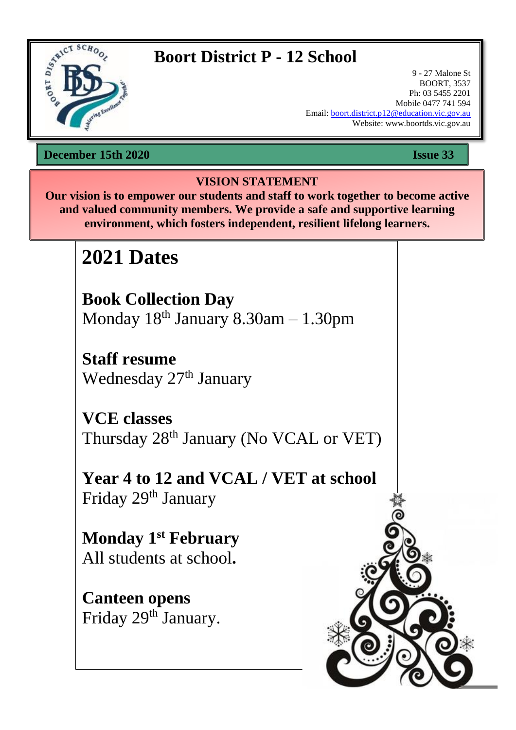# Boort District P - 12 School

9 - 27 Malone St
BOORT, 3537
Ph: 03 5455 2201
Mobile 0477 741 594
Email: boort.district.p12@education.vic.gov.au
Website: www.boortds.vic.gov.au

**December 15th 2020** **Issue 33**

**VISION STATEMENT**

**Our vision is to empower our students and staff to work together to become active and valued community members. We provide a safe and supportive learning environment, which fosters independent, resilient lifelong learners.**

# 2021 Dates

**Book Collection Day**
Monday 18th January 8.30am – 1.30pm

**Staff resume**
Wednesday 27th January

**VCE classes**
Thursday 28th January (No VCAL or VET)

**Year 4 to 12 and VCAL / VET at school**
Friday 29th January

**Monday 1st February**
All students at school**.**

**Canteen opens**
Friday 29th January.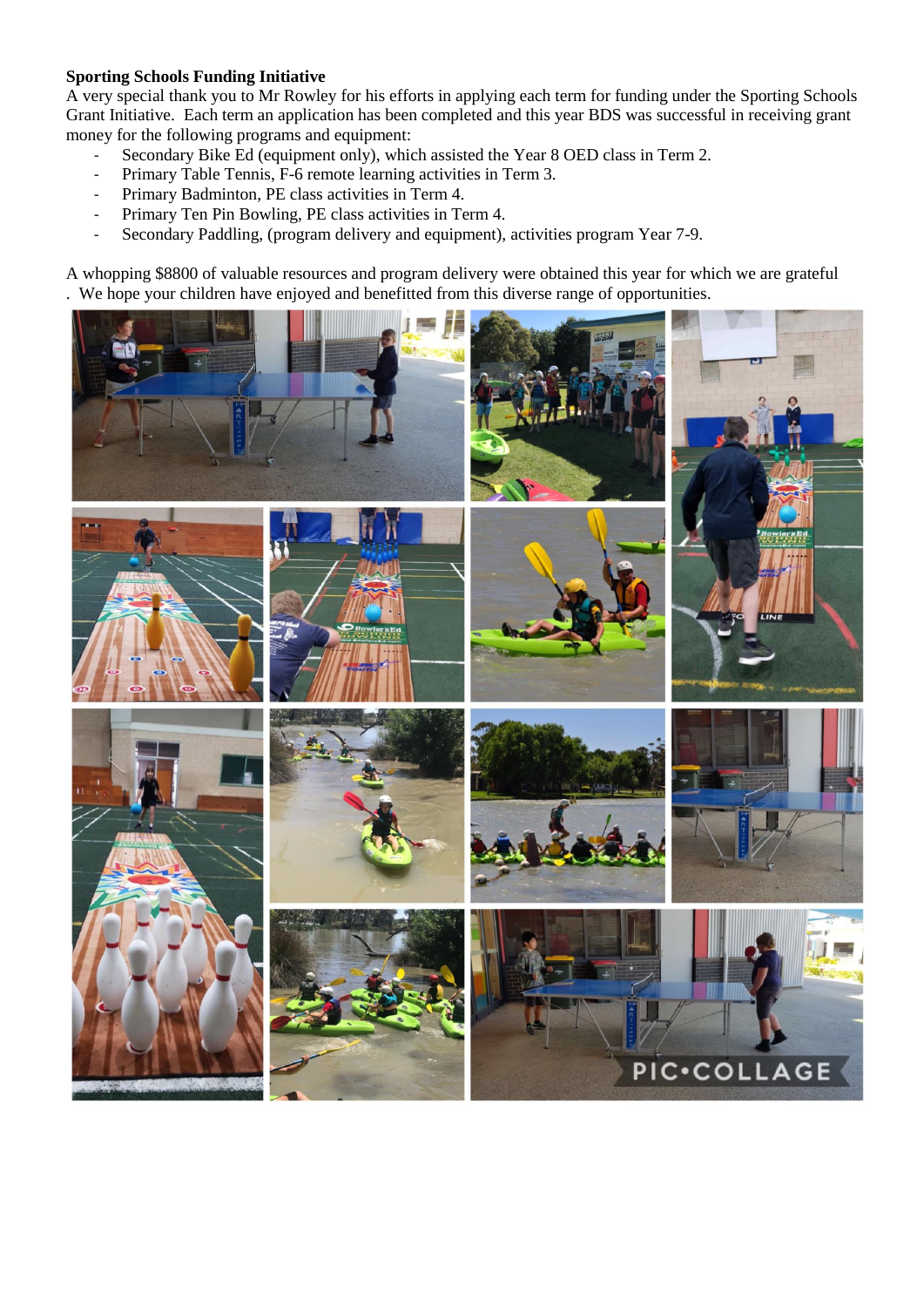**Sporting Schools Funding Initiative**

A very special thank you to Mr Rowley for his efforts in applying each term for funding under the Sporting Schools Grant Initiative. Each term an application has been completed and this year BDS was successful in receiving grant money for the following programs and equipment:

- Secondary Bike Ed (equipment only), which assisted the Year 8 OED class in Term 2.
- Primary Table Tennis, F-6 remote learning activities in Term 3.
- Primary Badminton, PE class activities in Term 4.
- Primary Ten Pin Bowling, PE class activities in Term 4.
- Secondary Paddling, (program delivery and equipment), activities program Year 7-9.

A whopping $8800 of valuable resources and program delivery were obtained this year for which we are grateful . We hope your children have enjoyed and benefitted from this diverse range of opportunities.